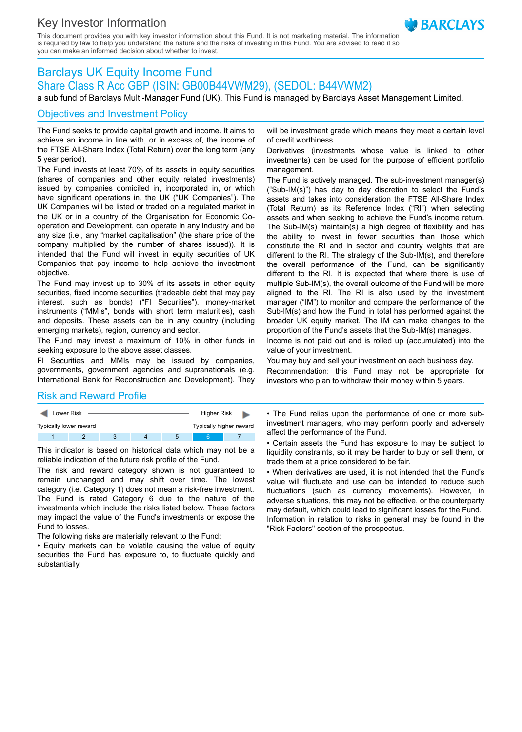# Key Investor Information

This document provides you with key investor information about this Fund. It is not marketing material. The information is required by law to help you understand the nature and the risks of investing in this Fund. You are advised to read it so you can make an informed decision about whether to invest.

## Barclays UK Equity Income Fund

## Share Class R Acc GBP (ISIN: GB00B44VWM29), (SEDOL: B44VWM2)

a sub fund of Barclays Multi-Manager Fund (UK). This Fund is managed by Barclays Asset Management Limited.

## Objectives and Investment Policy

The Fund seeks to provide capital growth and income. It aims to achieve an income in line with, or in excess of, the income of the FTSE All-Share Index (Total Return) over the long term (any 5 year period).

The Fund invests at least 70% of its assets in equity securities (shares of companies and other equity related investments) issued by companies domiciled in, incorporated in, or which have significant operations in, the UK ("UK Companies"). The UK Companies will be listed or traded on a regulated market in the UK or in a country of the Organisation for Economic Co-operation and Development, can operate in any industry and be any size (i.e., any "market capitalisation" (the share price of the company multiplied by the number of shares issued)). It is intended that the Fund will invest in equity securities of UK Companies that pay income to help achieve the investment objective.

The Fund may invest up to 30% of its assets in other equity securities, fixed income securities (tradeable debt that may pay interest, such as bonds) ("FI Securities"), money-market instruments ("MMIs", bonds with short term maturities), cash and deposits. These assets can be in any country (including emerging markets), region, currency and sector.

The Fund may invest a maximum of 10% in other funds in seeking exposure to the above asset classes.

FI Securities and MMIs may be issued by companies, governments, government agencies and supranationals (e.g. International Bank for Reconstruction and Development). They will be investment grade which means they meet a certain level of credit worthiness.

Derivatives (investments whose value is linked to other investments) can be used for the purpose of efficient portfolio management.

The Fund is actively managed. The sub-investment manager(s) ("Sub-IM(s)") has day to day discretion to select the Fund's assets and takes into consideration the FTSE All-Share Index (Total Return) as its Reference Index ("RI") when selecting assets and when seeking to achieve the Fund's income return. The Sub-IM(s) maintain(s) a high degree of flexibility and has the ability to invest in fewer securities than those which constitute the RI and in sector and country weights that are different to the RI. The strategy of the Sub-IM(s), and therefore the overall performance of the Fund, can be significantly different to the RI. It is expected that where there is use of multiple Sub-IM(s), the overall outcome of the Fund will be more aligned to the RI. The RI is also used by the investment manager ("IM") to monitor and compare the performance of the Sub-IM(s) and how the Fund in total has performed against the broader UK equity market. The IM can make changes to the proportion of the Fund's assets that the Sub-IM(s) manages.

Income is not paid out and is rolled up (accumulated) into the value of your investment.

You may buy and sell your investment on each business day.

Recommendation: this Fund may not be appropriate for investors who plan to withdraw their money within 5 years.

## Risk and Reward Profile

| Lower Risk | | | | | | Higher Risk |
|---|---|---|---|---|---|---|
| Typically lower reward | | | | | | Typically higher reward |
| 1 | 2 | 3 | 4 | 5 | **6** | 7 |

This indicator is based on historical data which may not be a reliable indication of the future risk profile of the Fund.

The risk and reward category shown is not guaranteed to remain unchanged and may shift over time. The lowest category (i.e. Category 1) does not mean a risk-free investment. The Fund is rated Category 6 due to the nature of the investments which include the risks listed below. These factors may impact the value of the Fund's investments or expose the Fund to losses.

The following risks are materially relevant to the Fund:

- Equity markets can be volatile causing the value of equity securities the Fund has exposure to, to fluctuate quickly and substantially.
- The Fund relies upon the performance of one or more sub-investment managers, who may perform poorly and adversely affect the performance of the Fund.
- Certain assets the Fund has exposure to may be subject to liquidity constraints, so it may be harder to buy or sell them, or trade them at a price considered to be fair.
- When derivatives are used, it is not intended that the Fund's value will fluctuate and use can be intended to reduce such fluctuations (such as currency movements). However, in adverse situations, this may not be effective, or the counterparty may default, which could lead to significant losses for the Fund.

Information in relation to risks in general may be found in the "Risk Factors" section of the prospectus.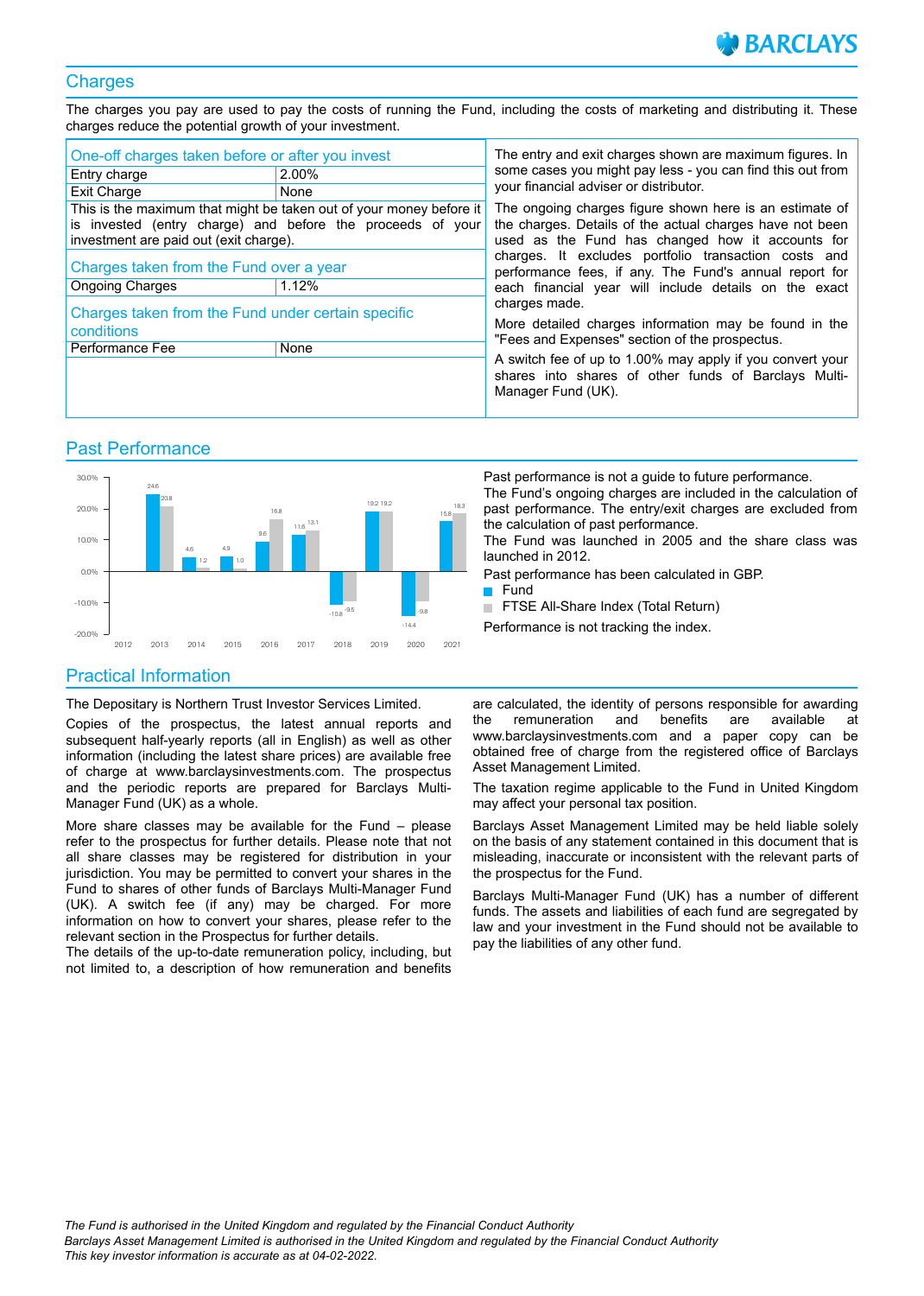## Charges

The charges you pay are used to pay the costs of running the Fund, including the costs of marketing and distributing it. These charges reduce the potential growth of your investment.

| | |
|---|---|
| **One-off charges taken before or after you invest** | |
| Entry charge | 2.00% |
| Exit Charge | None |
| This is the maximum that might be taken out of your money before it is invested (entry charge) and before the proceeds of your investment are paid out (exit charge). | |
| **Charges taken from the Fund over a year** | |
| Ongoing Charges | 1.12% |
| **Charges taken from the Fund under certain specific conditions** | |
| Performance Fee | None |

The entry and exit charges shown are maximum figures. In some cases you might pay less - you can find this out from your financial adviser or distributor.

The ongoing charges figure shown here is an estimate of the charges. Details of the actual charges have not been used as the Fund has changed how it accounts for charges. It excludes portfolio transaction costs and performance fees, if any. The Fund's annual report for each financial year will include details on the exact charges made.

More detailed charges information may be found in the "Fees and Expenses" section of the prospectus.

A switch fee of up to 1.00% may apply if you convert your shares into shares of other funds of Barclays Multi-Manager Fund (UK).

## Past Performance

30.0%
20.0%
10.0%
0.0%
-10.0%
-20.0%

2012 2013 2014 2015 2016 2017 2018 2019 2020 2021

24.6 20.8 4.6 1.2 4.9 1.0 9.6 16.8 11.6 13.1 -10.8 -9.5 19.2 19.2 -14.4 -9.8 15.8 18.3

Past performance is not a guide to future performance.
The Fund's ongoing charges are included in the calculation of past performance. The entry/exit charges are excluded from the calculation of past performance.
The Fund was launched in 2005 and the share class was launched in 2012.

Past performance has been calculated in GBP.

- Fund
- FTSE All-Share Index (Total Return)

Performance is not tracking the index.

## Practical Information

The Depositary is Northern Trust Investor Services Limited.

Copies of the prospectus, the latest annual reports and subsequent half-yearly reports (all in English) as well as other information (including the latest share prices) are available free of charge at www.barclaysinvestments.com. The prospectus and the periodic reports are prepared for Barclays Multi-Manager Fund (UK) as a whole.

More share classes may be available for the Fund – please refer to the prospectus for further details. Please note that not all share classes may be registered for distribution in your jurisdiction. You may be permitted to convert your shares in the Fund to shares of other funds of Barclays Multi-Manager Fund (UK). A switch fee (if any) may be charged. For more information on how to convert your shares, please refer to the relevant section in the Prospectus for further details.

The details of the up-to-date remuneration policy, including, but not limited to, a description of how remuneration and benefits are calculated, the identity of persons responsible for awarding the remuneration and benefits are available at www.barclaysinvestments.com and a paper copy can be obtained free of charge from the registered office of Barclays Asset Management Limited.

The taxation regime applicable to the Fund in United Kingdom may affect your personal tax position.

Barclays Asset Management Limited may be held liable solely on the basis of any statement contained in this document that is misleading, inaccurate or inconsistent with the relevant parts of the prospectus for the Fund.

Barclays Multi-Manager Fund (UK) has a number of different funds. The assets and liabilities of each fund are segregated by law and your investment in the Fund should not be available to pay the liabilities of any other fund.

*The Fund is authorised in the United Kingdom and regulated by the Financial Conduct Authority*
*Barclays Asset Management Limited is authorised in the United Kingdom and regulated by the Financial Conduct Authority*
*This key investor information is accurate as at 04-02-2022.*